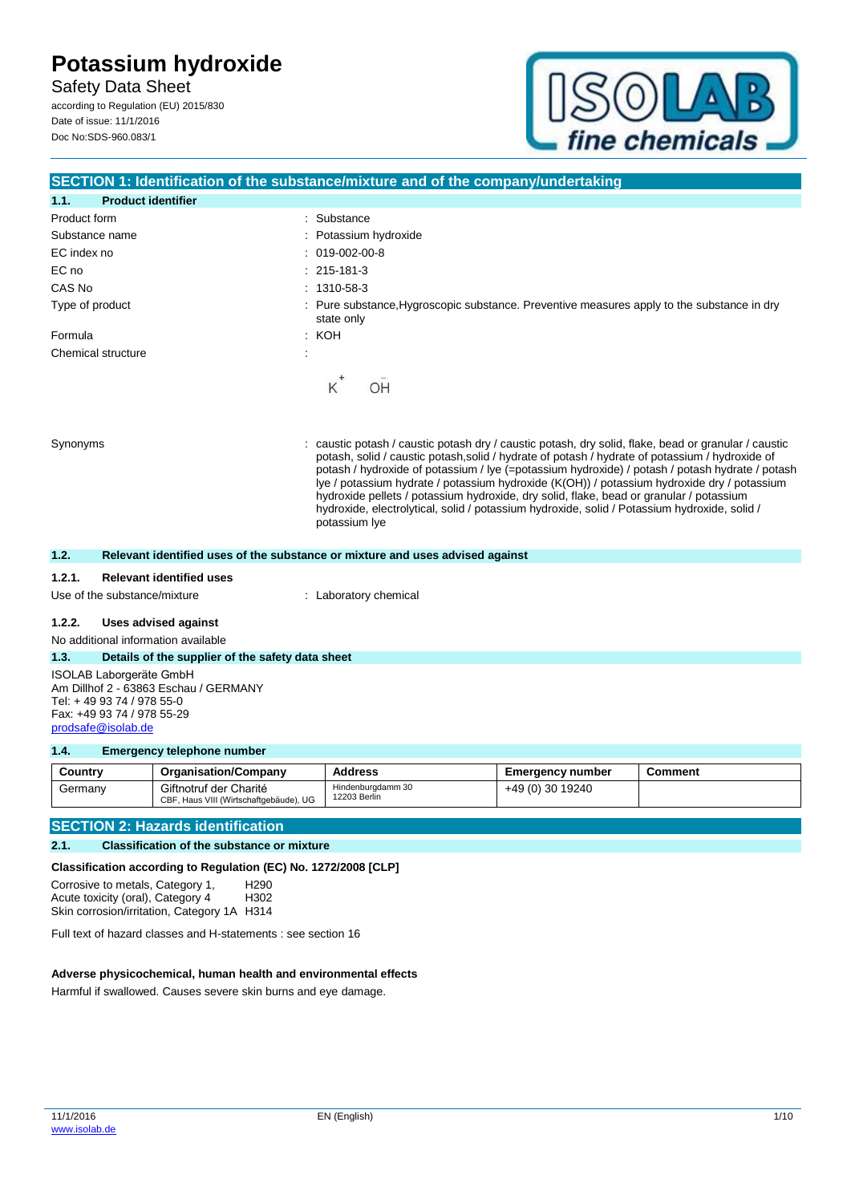# Potassium hydroxide

Safety Data Sheet

according to Regulation (EU) 2015/830

Date of issue: 11/1/2016

Doc No:SDS-960.083/1

## SECTION 1: Identification of the substance/mixture and of the company/undertaking

### 1.1. Product identifier

| | |
|---|---|
| Product form | : Substance |
| Substance name | : Potassium hydroxide |
| EC index no | : 019-002-00-8 |
| EC no | : 215-181-3 |
| CAS No | : 1310-58-3 |
| Type of product | : Pure substance,Hygroscopic substance. Preventive measures apply to the substance in dry state only |
| Formula | : KOH |
| Chemical structure | : $K^{+}$ $OH^{-}$ |
| Synonyms | : caustic potash / caustic potash dry / caustic potash, dry solid, flake, bead or granular / caustic potash, solid / caustic potash,solid / hydrate of potash / hydrate of potassium / hydroxide of potash / hydroxide of potassium / lye (=potassium hydroxide) / potash / potash hydrate / potash lye / potassium hydrate / potassium hydroxide (K(OH)) / potassium hydroxide dry / potassium hydroxide pellets / potassium hydroxide, dry solid, flake, bead or granular / potassium hydroxide, electrolytical, solid / potassium hydroxide, solid / Potassium hydroxide, solid / potassium lye |

### 1.2. Relevant identified uses of the substance or mixture and uses advised against

#### 1.2.1. Relevant identified uses

Use of the substance/mixture : Laboratory chemical

#### 1.2.2. Uses advised against

No additional information available

### 1.3. Details of the supplier of the safety data sheet

ISOLAB Laborgeräte GmbH
Am Dillhof 2 - 63863 Eschau / GERMANY
Tel: + 49 93 74 / 978 55-0
Fax: +49 93 74 / 978 55-29
prodsafe@isolab.de

### 1.4. Emergency telephone number

| Country | Organisation/Company | Address | Emergency number | Comment |
|---|---|---|---|---|
| Germany | Giftnotruf der Charité<br>CBF, Haus VIII (Wirtschaftgebäude), UG | Hindenburgdamm 30<br>12203 Berlin | +49 (0) 30 19240 | |

## SECTION 2: Hazards identification

### 2.1. Classification of the substance or mixture

**Classification according to Regulation (EC) No. 1272/2008 [CLP]**

Corrosive to metals, Category 1, H290
Acute toxicity (oral), Category 4 H302
Skin corrosion/irritation, Category 1A H314

Full text of hazard classes and H-statements : see section 16

**Adverse physicochemical, human health and environmental effects**

Harmful if swallowed. Causes severe skin burns and eye damage.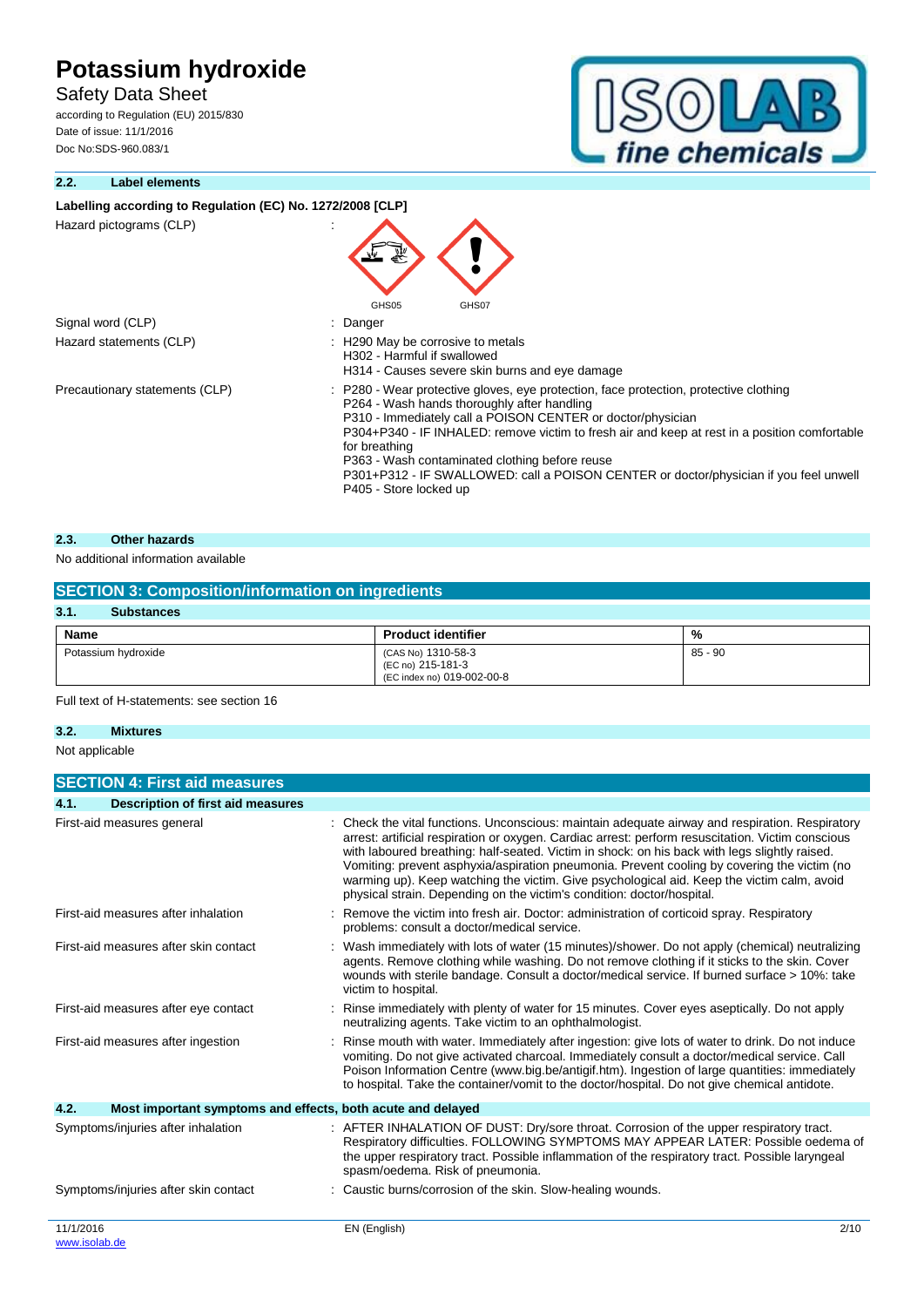### 2.2. Label elements

**Labelling according to Regulation (EC) No. 1272/2008 [CLP]**

| | |
|---|---|
| Hazard pictograms (CLP) | : GHS05 GHS07 |
| Signal word (CLP) | : Danger |
| Hazard statements (CLP) | : H290 May be corrosive to metals<br>H302 - Harmful if swallowed<br>H314 - Causes severe skin burns and eye damage |
| Precautionary statements (CLP) | : P280 - Wear protective gloves, eye protection, face protection, protective clothing<br>P264 - Wash hands thoroughly after handling<br>P310 - Immediately call a POISON CENTER or doctor/physician<br>P304+P340 - IF INHALED: remove victim to fresh air and keep at rest in a position comfortable for breathing<br>P363 - Wash contaminated clothing before reuse<br>P301+P312 - IF SWALLOWED: call a POISON CENTER or doctor/physician if you feel unwell<br>P405 - Store locked up |

### 2.3. Other hazards

No additional information available

## SECTION 3: Composition/information on ingredients

### 3.1. Substances

| Name | Product identifier | % |
|---|---|---|
| Potassium hydroxide | (CAS No) 1310-58-3<br>(EC no) 215-181-3<br>(EC index no) 019-002-00-8 | 85 - 90 |

Full text of H-statements: see section 16

### 3.2. Mixtures

Not applicable

## SECTION 4: First aid measures

### 4.1. Description of first aid measures

| | |
|---|---|
| First-aid measures general | : Check the vital functions. Unconscious: maintain adequate airway and respiration. Respiratory arrest: artificial respiration or oxygen. Cardiac arrest: perform resuscitation. Victim conscious with laboured breathing: half-seated. Victim in shock: on his back with legs slightly raised. Vomiting: prevent asphyxia/aspiration pneumonia. Prevent cooling by covering the victim (no warming up). Keep watching the victim. Give psychological aid. Keep the victim calm, avoid physical strain. Depending on the victim's condition: doctor/hospital. |
| First-aid measures after inhalation | : Remove the victim into fresh air. Doctor: administration of corticoid spray. Respiratory problems: consult a doctor/medical service. |
| First-aid measures after skin contact | : Wash immediately with lots of water (15 minutes)/shower. Do not apply (chemical) neutralizing agents. Remove clothing while washing. Do not remove clothing if it sticks to the skin. Cover wounds with sterile bandage. Consult a doctor/medical service. If burned surface > 10%: take victim to hospital. |
| First-aid measures after eye contact | : Rinse immediately with plenty of water for 15 minutes. Cover eyes aseptically. Do not apply neutralizing agents. Take victim to an ophthalmologist. |
| First-aid measures after ingestion | : Rinse mouth with water. Immediately after ingestion: give lots of water to drink. Do not induce vomiting. Do not give activated charcoal. Immediately consult a doctor/medical service. Call Poison Information Centre (www.big.be/antigif.htm). Ingestion of large quantities: immediately to hospital. Take the container/vomit to the doctor/hospital. Do not give chemical antidote. |

### 4.2. Most important symptoms and effects, both acute and delayed

| | |
|---|---|
| Symptoms/injuries after inhalation | : AFTER INHALATION OF DUST: Dry/sore throat. Corrosion of the upper respiratory tract. Respiratory difficulties. FOLLOWING SYMPTOMS MAY APPEAR LATER: Possible oedema of the upper respiratory tract. Possible inflammation of the respiratory tract. Possible laryngeal spasm/oedema. Risk of pneumonia. |
| Symptoms/injuries after skin contact | : Caustic burns/corrosion of the skin. Slow-healing wounds. |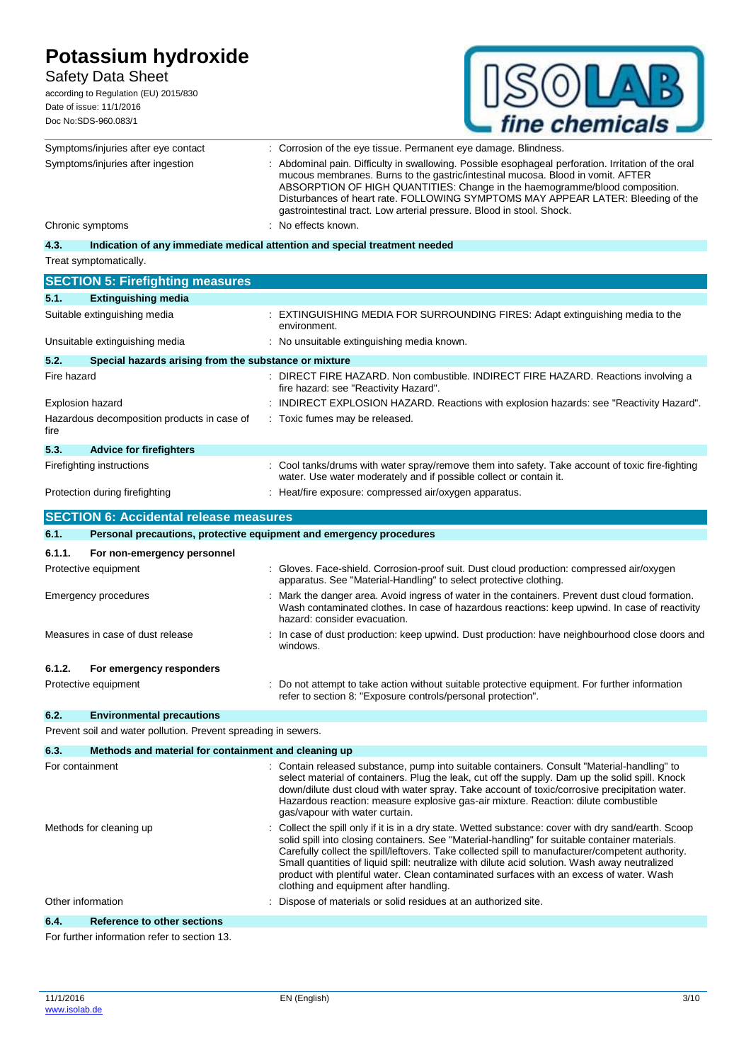| | |
|---|---|
| Symptoms/injuries after eye contact | : Corrosion of the eye tissue. Permanent eye damage. Blindness. |
| Symptoms/injuries after ingestion | : Abdominal pain. Difficulty in swallowing. Possible esophageal perforation. Irritation of the oral mucous membranes. Burns to the gastric/intestinal mucosa. Blood in vomit. AFTER ABSORPTION OF HIGH QUANTITIES: Change in the haemogramme/blood composition. Disturbances of heart rate. FOLLOWING SYMPTOMS MAY APPEAR LATER: Bleeding of the gastrointestinal tract. Low arterial pressure. Blood in stool. Shock. |
| Chronic symptoms | : No effects known. |

**4.3. Indication of any immediate medical attention and special treatment needed**

Treat symptomatically.

## SECTION 5: Firefighting measures

**5.1. Extinguishing media**

| | |
|---|---|
| Suitable extinguishing media | : EXTINGUISHING MEDIA FOR SURROUNDING FIRES: Adapt extinguishing media to the environment. |
| Unsuitable extinguishing media | : No unsuitable extinguishing media known. |

**5.2. Special hazards arising from the substance or mixture**

| | |
|---|---|
| Fire hazard | : DIRECT FIRE HAZARD. Non combustible. INDIRECT FIRE HAZARD. Reactions involving a fire hazard: see "Reactivity Hazard". |
| Explosion hazard | : INDIRECT EXPLOSION HAZARD. Reactions with explosion hazards: see "Reactivity Hazard". |
| Hazardous decomposition products in case of fire | : Toxic fumes may be released. |

**5.3. Advice for firefighters**

| | |
|---|---|
| Firefighting instructions | : Cool tanks/drums with water spray/remove them into safety. Take account of toxic fire-fighting water. Use water moderately and if possible collect or contain it. |
| Protection during firefighting | : Heat/fire exposure: compressed air/oxygen apparatus. |

## SECTION 6: Accidental release measures

**6.1. Personal precautions, protective equipment and emergency procedures**

**6.1.1. For non-emergency personnel**

| | |
|---|---|
| Protective equipment | : Gloves. Face-shield. Corrosion-proof suit. Dust cloud production: compressed air/oxygen apparatus. See "Material-Handling" to select protective clothing. |
| Emergency procedures | : Mark the danger area. Avoid ingress of water in the containers. Prevent dust cloud formation. Wash contaminated clothes. In case of hazardous reactions: keep upwind. In case of reactivity hazard: consider evacuation. |
| Measures in case of dust release | : In case of dust production: keep upwind. Dust production: have neighbourhood close doors and windows. |

**6.1.2. For emergency responders**

| | |
|---|---|
| Protective equipment | : Do not attempt to take action without suitable protective equipment. For further information refer to section 8: "Exposure controls/personal protection". |

**6.2. Environmental precautions**

Prevent soil and water pollution. Prevent spreading in sewers.

**6.3. Methods and material for containment and cleaning up**

| | |
|---|---|
| For containment | : Contain released substance, pump into suitable containers. Consult "Material-handling" to select material of containers. Plug the leak, cut off the supply. Dam up the solid spill. Knock down/dilute dust cloud with water spray. Take account of toxic/corrosive precipitation water. Hazardous reaction: measure explosive gas-air mixture. Reaction: dilute combustible gas/vapour with water curtain. |
| Methods for cleaning up | : Collect the spill only if it is in a dry state. Wetted substance: cover with dry sand/earth. Scoop solid spill into closing containers. See "Material-handling" for suitable container materials. Carefully collect the spill/leftovers. Take collected spill to manufacturer/competent authority. Small quantities of liquid spill: neutralize with dilute acid solution. Wash away neutralized product with plentiful water. Clean contaminated surfaces with an excess of water. Wash clothing and equipment after handling. |
| Other information | : Dispose of materials or solid residues at an authorized site. |

**6.4. Reference to other sections**

For further information refer to section 13.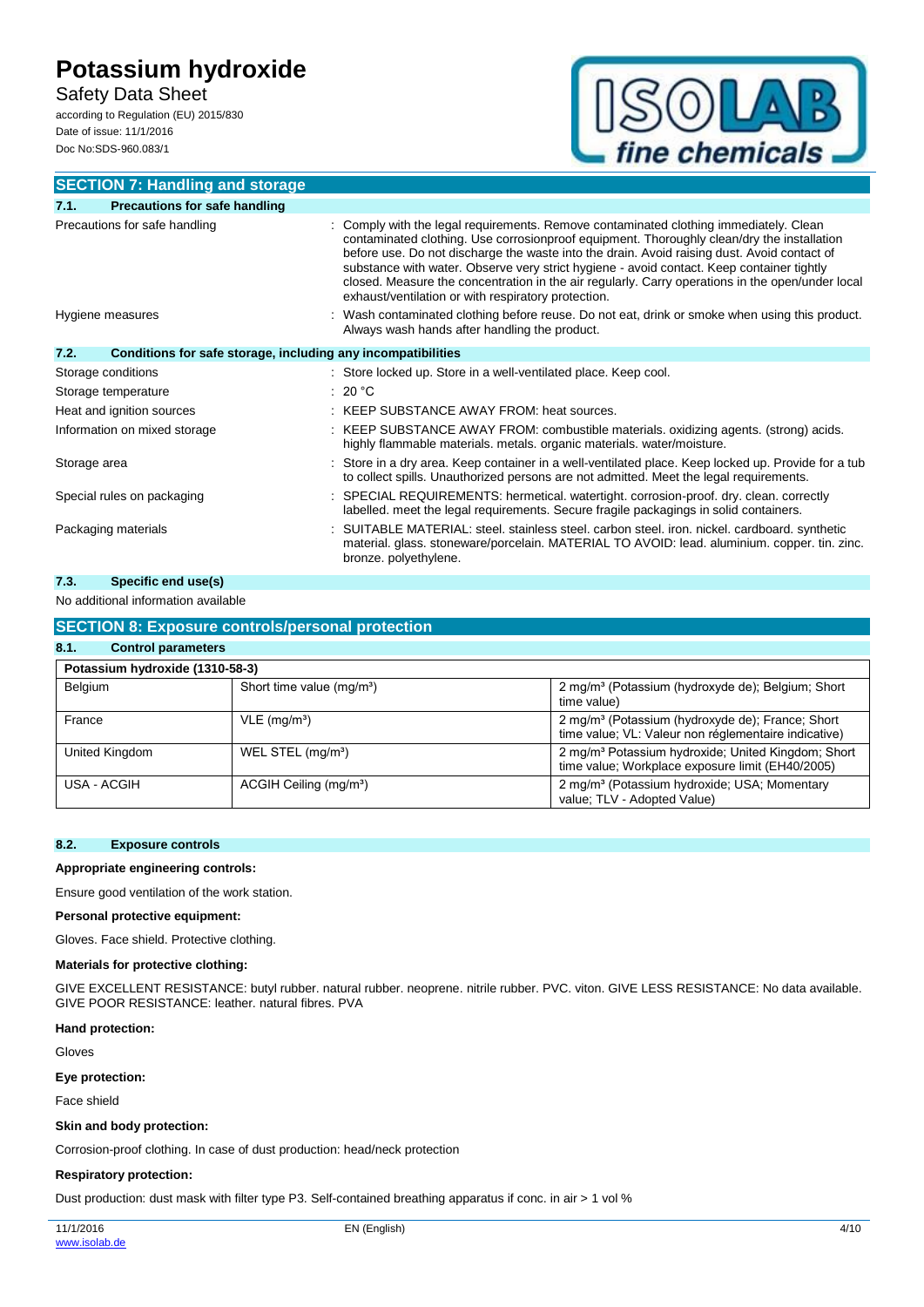## SECTION 7: Handling and storage

### 7.1. Precautions for safe handling

| | |
|---|---|
| Precautions for safe handling | : Comply with the legal requirements. Remove contaminated clothing immediately. Clean contaminated clothing. Use corrosionproof equipment. Thoroughly clean/dry the installation before use. Do not discharge the waste into the drain. Avoid raising dust. Avoid contact of substance with water. Observe very strict hygiene - avoid contact. Keep container tightly closed. Measure the concentration in the air regularly. Carry operations in the open/under local exhaust/ventilation or with respiratory protection. |
| Hygiene measures | : Wash contaminated clothing before reuse. Do not eat, drink or smoke when using this product. Always wash hands after handling the product. |

### 7.2. Conditions for safe storage, including any incompatibilities

| | |
|---|---|
| Storage conditions | : Store locked up. Store in a well-ventilated place. Keep cool. |
| Storage temperature | : 20 °C |
| Heat and ignition sources | : KEEP SUBSTANCE AWAY FROM: heat sources. |
| Information on mixed storage | : KEEP SUBSTANCE AWAY FROM: combustible materials. oxidizing agents. (strong) acids. highly flammable materials. metals. organic materials. water/moisture. |
| Storage area | : Store in a dry area. Keep container in a well-ventilated place. Keep locked up. Provide for a tub to collect spills. Unauthorized persons are not admitted. Meet the legal requirements. |
| Special rules on packaging | : SPECIAL REQUIREMENTS: hermetical. watertight. corrosion-proof. dry. clean. correctly labelled. meet the legal requirements. Secure fragile packagings in solid containers. |
| Packaging materials | : SUITABLE MATERIAL: steel. stainless steel. carbon steel. iron. nickel. cardboard. synthetic material. glass. stoneware/porcelain. MATERIAL TO AVOID: lead. aluminium. copper. tin. zinc. bronze. polyethylene. |

### 7.3. Specific end use(s)

No additional information available

## SECTION 8: Exposure controls/personal protection

### 8.1. Control parameters

| Potassium hydroxide (1310-58-3) | | |
|---|---|---|
| Belgium | Short time value (mg/m³) | 2 mg/m³ (Potassium (hydroxyde de); Belgium; Short time value) |
| France | VLE (mg/m³) | 2 mg/m³ (Potassium (hydroxyde de); France; Short time value; VL: Valeur non réglementaire indicative) |
| United Kingdom | WEL STEL (mg/m³) | 2 mg/m³ Potassium hydroxide; United Kingdom; Short time value; Workplace exposure limit (EH40/2005) |
| USA - ACGIH | ACGIH Ceiling (mg/m³) | 2 mg/m³ (Potassium hydroxide; USA; Momentary value; TLV - Adopted Value) |

### 8.2. Exposure controls

**Appropriate engineering controls:**

Ensure good ventilation of the work station.

**Personal protective equipment:**

Gloves. Face shield. Protective clothing.

**Materials for protective clothing:**

GIVE EXCELLENT RESISTANCE: butyl rubber. natural rubber. neoprene. nitrile rubber. PVC. viton. GIVE LESS RESISTANCE: No data available. GIVE POOR RESISTANCE: leather. natural fibres. PVA

**Hand protection:**

Gloves

**Eye protection:**

Face shield

**Skin and body protection:**

Corrosion-proof clothing. In case of dust production: head/neck protection

**Respiratory protection:**

Dust production: dust mask with filter type P3. Self-contained breathing apparatus if conc. in air > 1 vol %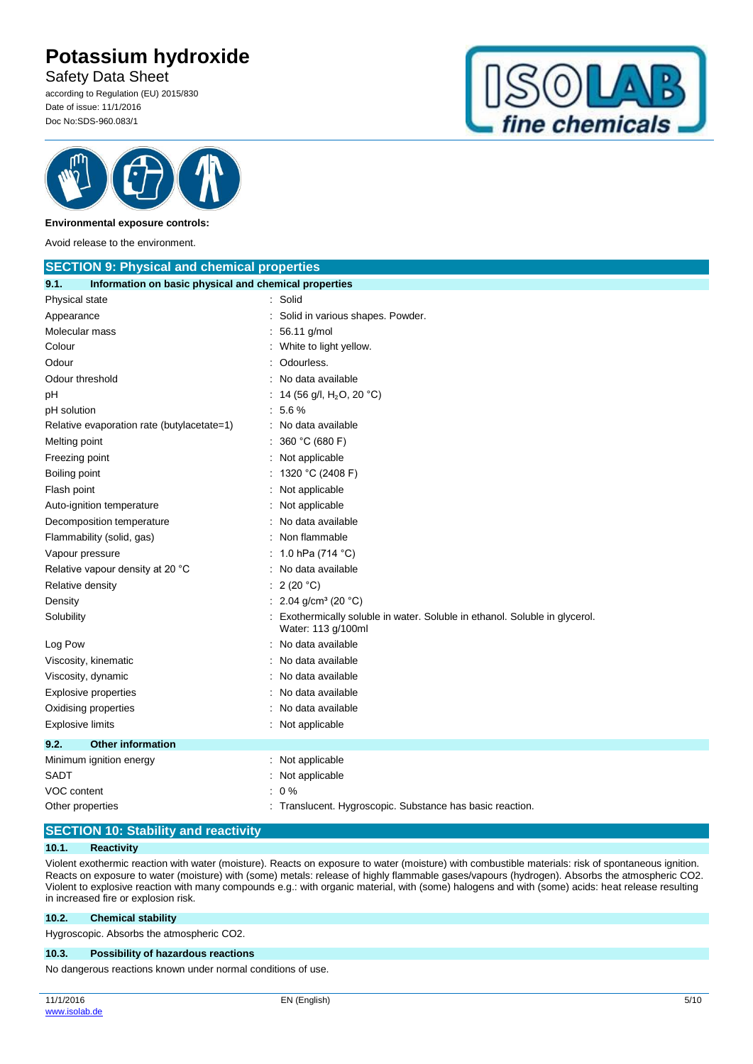**Environmental exposure controls:**

Avoid release to the environment.

## SECTION 9: Physical and chemical properties

### 9.1. Information on basic physical and chemical properties

| Property | Value |
|---|---|
| Physical state | Solid |
| Appearance | Solid in various shapes. Powder. |
| Molecular mass | 56.11 g/mol |
| Colour | White to light yellow. |
| Odour | Odourless. |
| Odour threshold | No data available |
| pH | 14 (56 g/l, $H_2O$, 20 °C) |
| pH solution | 5.6 % |
| Relative evaporation rate (butylacetate=1) | No data available |
| Melting point | 360 °C (680 F) |
| Freezing point | Not applicable |
| Boiling point | 1320 °C (2408 F) |
| Flash point | Not applicable |
| Auto-ignition temperature | Not applicable |
| Decomposition temperature | No data available |
| Flammability (solid, gas) | Non flammable |
| Vapour pressure | 1.0 hPa (714 °C) |
| Relative vapour density at 20 °C | No data available |
| Relative density | 2 (20 °C) |
| Density | 2.04 g/cm³ (20 °C) |
| Solubility | Exothermically soluble in water. Soluble in ethanol. Soluble in glycerol. Water: 113 g/100ml |
| Log Pow | No data available |
| Viscosity, kinematic | No data available |
| Viscosity, dynamic | No data available |
| Explosive properties | No data available |
| Oxidising properties | No data available |
| Explosive limits | Not applicable |

### 9.2. Other information

| Property | Value |
|---|---|
| Minimum ignition energy | Not applicable |
| SADT | Not applicable |
| VOC content | 0 % |
| Other properties | Translucent. Hygroscopic. Substance has basic reaction. |

## SECTION 10: Stability and reactivity

### 10.1. Reactivity

Violent exothermic reaction with water (moisture). Reacts on exposure to water (moisture) with combustible materials: risk of spontaneous ignition. Reacts on exposure to water (moisture) with (some) metals: release of highly flammable gases/vapours (hydrogen). Absorbs the atmospheric CO2. Violent to explosive reaction with many compounds e.g.: with organic material, with (some) halogens and with (some) acids: heat release resulting in increased fire or explosion risk.

### 10.2. Chemical stability

Hygroscopic. Absorbs the atmospheric CO2.

### 10.3. Possibility of hazardous reactions

No dangerous reactions known under normal conditions of use.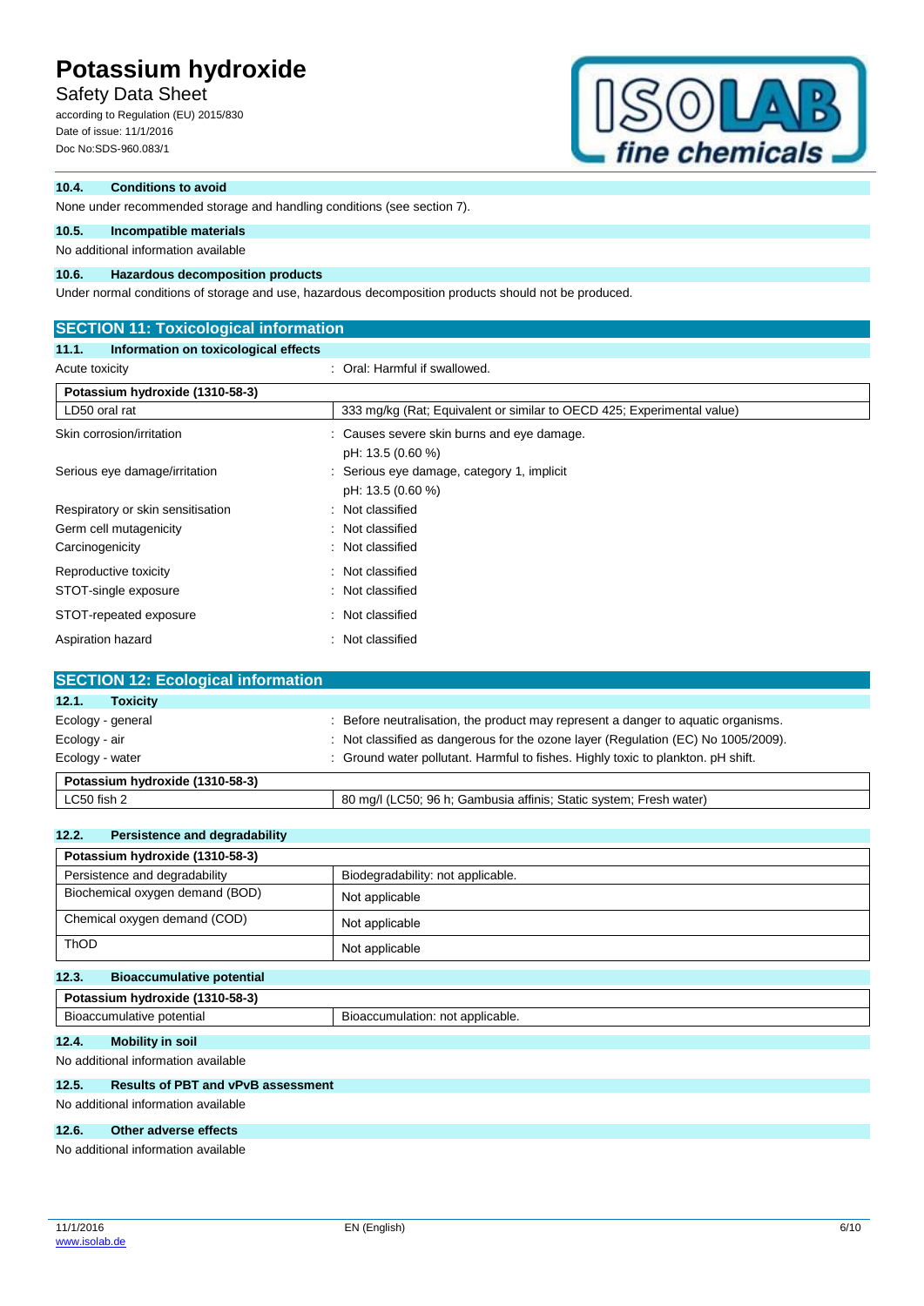### 10.4. Conditions to avoid

None under recommended storage and handling conditions (see section 7).

### 10.5. Incompatible materials

No additional information available

### 10.6. Hazardous decomposition products

Under normal conditions of storage and use, hazardous decomposition products should not be produced.

## SECTION 11: Toxicological information

### 11.1. Information on toxicological effects

Acute toxicity : Oral: Harmful if swallowed.

| Potassium hydroxide (1310-58-3) | |
|---|---|
| LD50 oral rat | 333 mg/kg (Rat; Equivalent or similar to OECD 425; Experimental value) |

Skin corrosion/irritation : Causes severe skin burns and eye damage.
pH: 13.5 (0.60 %)

Serious eye damage/irritation : Serious eye damage, category 1, implicit
pH: 13.5 (0.60 %)

Respiratory or skin sensitisation : Not classified

Germ cell mutagenicity : Not classified

Carcinogenicity : Not classified

Reproductive toxicity : Not classified

STOT-single exposure : Not classified

STOT-repeated exposure : Not classified

Aspiration hazard : Not classified

## SECTION 12: Ecological information

### 12.1. Toxicity

Ecology - general : Before neutralisation, the product may represent a danger to aquatic organisms.

Ecology - air : Not classified as dangerous for the ozone layer (Regulation (EC) No 1005/2009).

Ecology - water : Ground water pollutant. Harmful to fishes. Highly toxic to plankton. pH shift.

| Potassium hydroxide (1310-58-3) | |
|---|---|
| LC50 fish 2 | 80 mg/l (LC50; 96 h; Gambusia affinis; Static system; Fresh water) |

### 12.2. Persistence and degradability

| Potassium hydroxide (1310-58-3) | |
|---|---|
| Persistence and degradability | Biodegradability: not applicable. |
| Biochemical oxygen demand (BOD) | Not applicable |
| Chemical oxygen demand (COD) | Not applicable |
| ThOD | Not applicable |

### 12.3. Bioaccumulative potential

| Potassium hydroxide (1310-58-3) | |
|---|---|
| Bioaccumulative potential | Bioaccumulation: not applicable. |

### 12.4. Mobility in soil

No additional information available

### 12.5. Results of PBT and vPvB assessment

No additional information available

### 12.6. Other adverse effects

No additional information available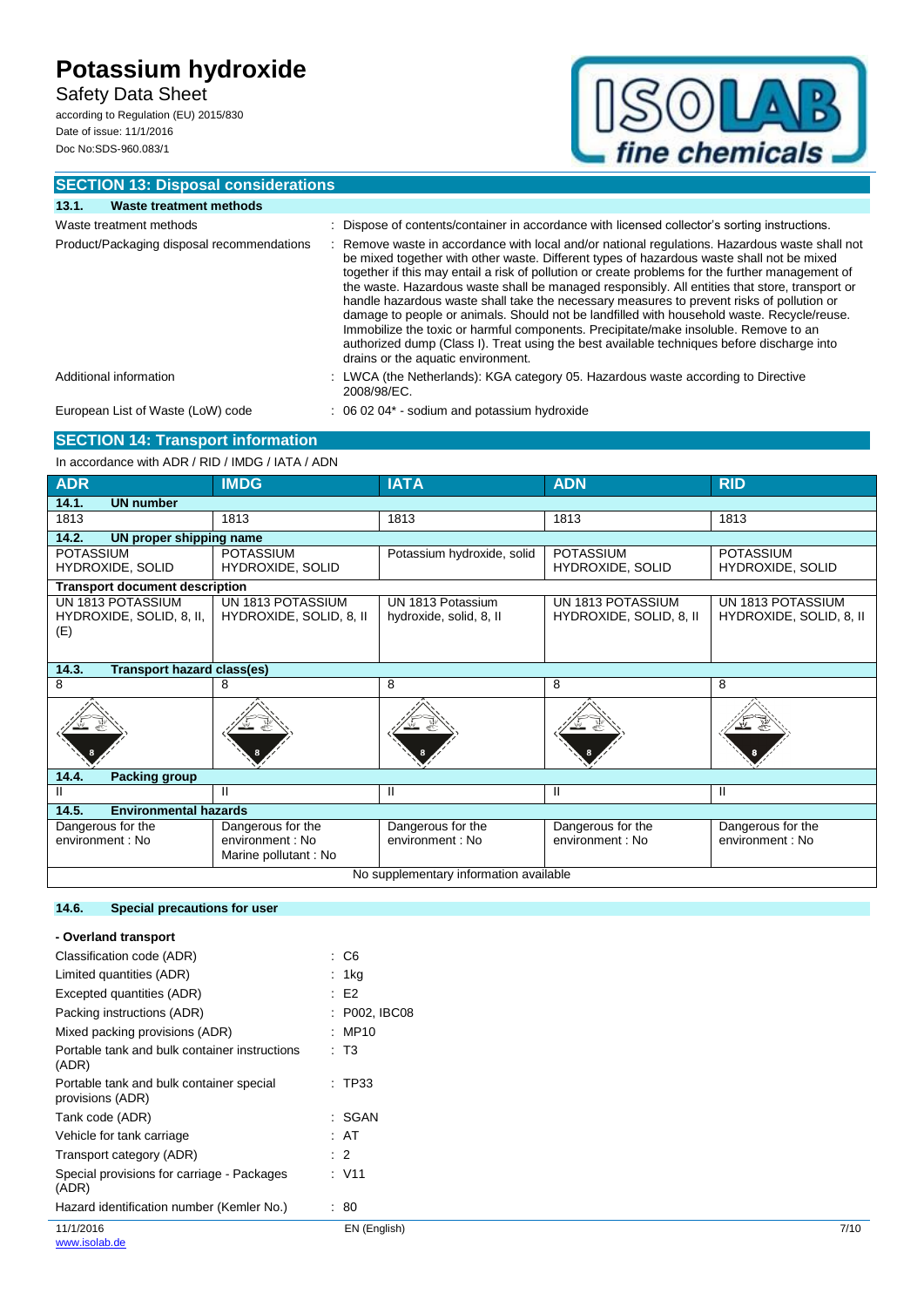## SECTION 13: Disposal considerations

### 13.1. Waste treatment methods

| | |
|---|---|
| Waste treatment methods | : Dispose of contents/container in accordance with licensed collector's sorting instructions. |
| Product/Packaging disposal recommendations | : Remove waste in accordance with local and/or national regulations. Hazardous waste shall not be mixed together with other waste. Different types of hazardous waste shall not be mixed together if this may entail a risk of pollution or create problems for the further management of the waste. Hazardous waste shall be managed responsibly. All entities that store, transport or handle hazardous waste shall take the necessary measures to prevent risks of pollution or damage to people or animals. Should not be landfilled with household waste. Recycle/reuse. Immobilize the toxic or harmful components. Precipitate/make insoluble. Remove to an authorized dump (Class I). Treat using the best available techniques before discharge into drains or the aquatic environment. |
| Additional information | : LWCA (the Netherlands): KGA category 05. Hazardous waste according to Directive 2008/98/EC. |
| European List of Waste (LoW) code | : 06 02 04* - sodium and potassium hydroxide |

## SECTION 14: Transport information

In accordance with ADR / RID / IMDG / IATA / ADN

| ADR | IMDG | IATA | ADN | RID |
|---|---|---|---|---|
| **14.1. UN number** | | | | |
| 1813 | 1813 | 1813 | 1813 | 1813 |
| **14.2. UN proper shipping name** | | | | |
| POTASSIUM HYDROXIDE, SOLID | POTASSIUM HYDROXIDE, SOLID | Potassium hydroxide, solid | POTASSIUM HYDROXIDE, SOLID | POTASSIUM HYDROXIDE, SOLID |
| **Transport document description** | | | | |
| UN 1813 POTASSIUM HYDROXIDE, SOLID, 8, II, (E) | UN 1813 POTASSIUM HYDROXIDE, SOLID, 8, II | UN 1813 Potassium hydroxide, solid, 8, II | UN 1813 POTASSIUM HYDROXIDE, SOLID, 8, II | UN 1813 POTASSIUM HYDROXIDE, SOLID, 8, II |
| **14.3. Transport hazard class(es)** | | | | |
| 8 | 8 | 8 | 8 | 8 |
| **14.4. Packing group** | | | | |
| II | II | II | II | II |
| **14.5. Environmental hazards** | | | | |
| Dangerous for the environment : No | Dangerous for the environment : No<br>Marine pollutant : No | Dangerous for the environment : No | Dangerous for the environment : No | Dangerous for the environment : No |
| No supplementary information available | | | | |

### 14.6. Special precautions for user

**- Overland transport**

| | |
|---|---|
| Classification code (ADR) | : C6 |
| Limited quantities (ADR) | : 1kg |
| Excepted quantities (ADR) | : E2 |
| Packing instructions (ADR) | : P002, IBC08 |
| Mixed packing provisions (ADR) | : MP10 |
| Portable tank and bulk container instructions (ADR) | : T3 |
| Portable tank and bulk container special provisions (ADR) | : TP33 |
| Tank code (ADR) | : SGAN |
| Vehicle for tank carriage | : AT |
| Transport category (ADR) | : 2 |
| Special provisions for carriage - Packages (ADR) | : V11 |
| Hazard identification number (Kemler No.) | : 80 |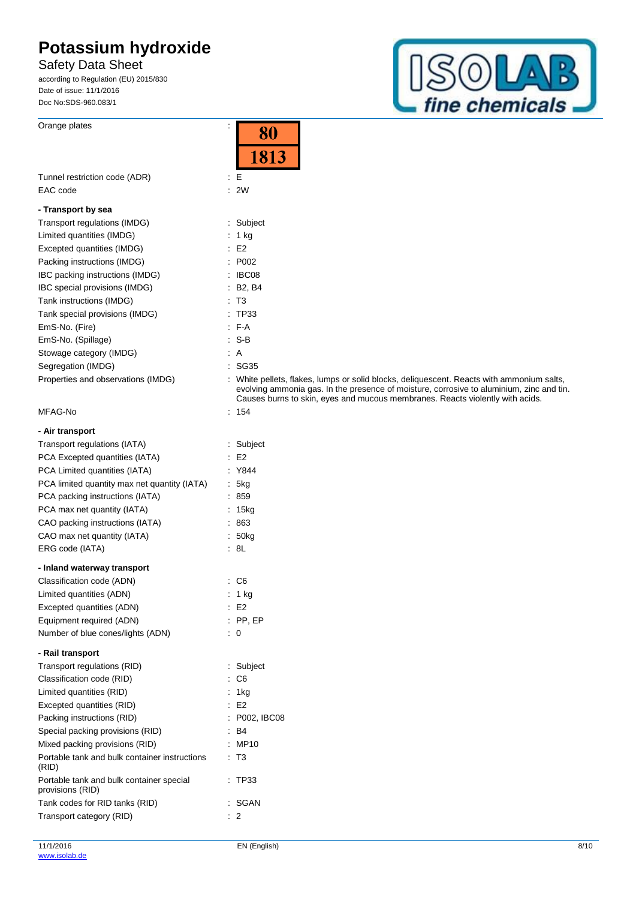| | |
|---|---|
| Orange plates | : 80 / 1813 |
| Tunnel restriction code (ADR) | : E |
| EAC code | : 2W |

**- Transport by sea**

| | |
|---|---|
| Transport regulations (IMDG) | : Subject |
| Limited quantities (IMDG) | : 1 kg |
| Excepted quantities (IMDG) | : E2 |
| Packing instructions (IMDG) | : P002 |
| IBC packing instructions (IMDG) | : IBC08 |
| IBC special provisions (IMDG) | : B2, B4 |
| Tank instructions (IMDG) | : T3 |
| Tank special provisions (IMDG) | : TP33 |
| EmS-No. (Fire) | : F-A |
| EmS-No. (Spillage) | : S-B |
| Stowage category (IMDG) | : A |
| Segregation (IMDG) | : SG35 |
| Properties and observations (IMDG) | : White pellets, flakes, lumps or solid blocks, deliquescent. Reacts with ammonium salts, evolving ammonia gas. In the presence of moisture, corrosive to aluminium, zinc and tin. Causes burns to skin, eyes and mucous membranes. Reacts violently with acids. |
| MFAG-No | : 154 |

**- Air transport**

| | |
|---|---|
| Transport regulations (IATA) | : Subject |
| PCA Excepted quantities (IATA) | : E2 |
| PCA Limited quantities (IATA) | : Y844 |
| PCA limited quantity max net quantity (IATA) | : 5kg |
| PCA packing instructions (IATA) | : 859 |
| PCA max net quantity (IATA) | : 15kg |
| CAO packing instructions (IATA) | : 863 |
| CAO max net quantity (IATA) | : 50kg |
| ERG code (IATA) | : 8L |

**- Inland waterway transport**

| | |
|---|---|
| Classification code (ADN) | : C6 |
| Limited quantities (ADN) | : 1 kg |
| Excepted quantities (ADN) | : E2 |
| Equipment required (ADN) | : PP, EP |
| Number of blue cones/lights (ADN) | : 0 |

**- Rail transport**

| | |
|---|---|
| Transport regulations (RID) | : Subject |
| Classification code (RID) | : C6 |
| Limited quantities (RID) | : 1kg |
| Excepted quantities (RID) | : E2 |
| Packing instructions (RID) | : P002, IBC08 |
| Special packing provisions (RID) | : B4 |
| Mixed packing provisions (RID) | : MP10 |
| Portable tank and bulk container instructions (RID) | : T3 |
| Portable tank and bulk container special provisions (RID) | : TP33 |
| Tank codes for RID tanks (RID) | : SGAN |
| Transport category (RID) | : 2 |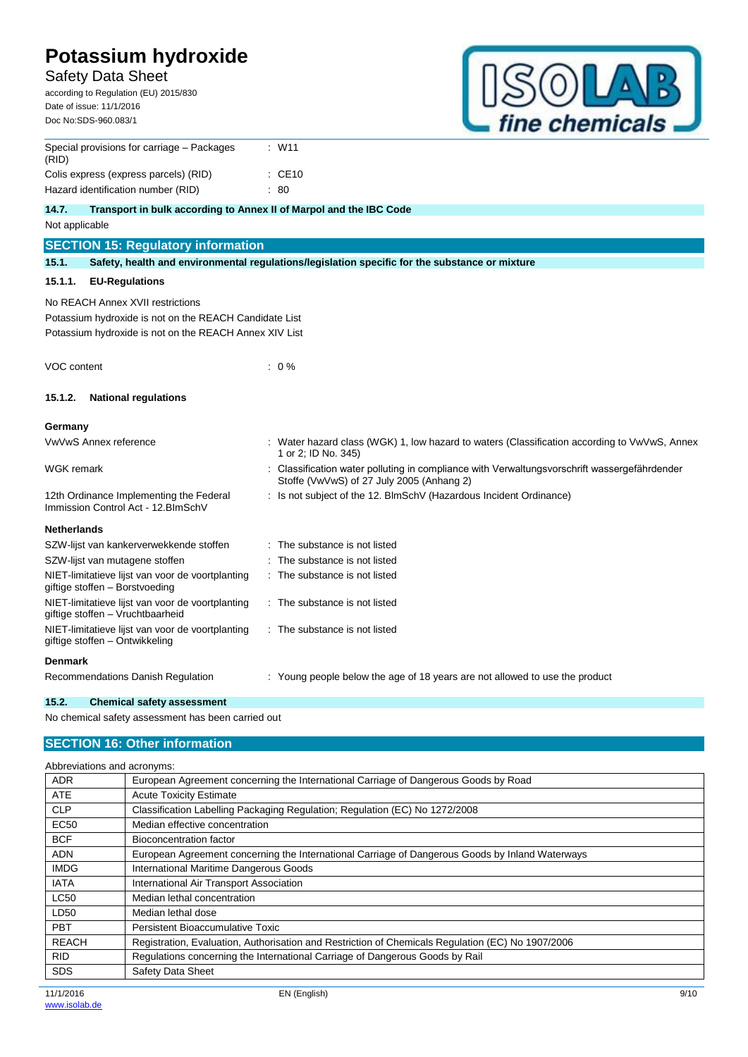| | |
|---|---|
| Special provisions for carriage – Packages (RID) | : W11 |
| Colis express (express parcels) (RID) | : CE10 |
| Hazard identification number (RID) | : 80 |

### 14.7. Transport in bulk according to Annex II of Marpol and the IBC Code

Not applicable

## SECTION 15: Regulatory information

### 15.1. Safety, health and environmental regulations/legislation specific for the substance or mixture

#### 15.1.1. EU-Regulations

No REACH Annex XVII restrictions

Potassium hydroxide is not on the REACH Candidate List

Potassium hydroxide is not on the REACH Annex XIV List

| | |
|---|---|
| VOC content | : 0 % |

#### 15.1.2. National regulations

**Germany**

| | |
|---|---|
| VwVwS Annex reference | : Water hazard class (WGK) 1, low hazard to waters (Classification according to VwVwS, Annex 1 or 2; ID No. 345) |
| WGK remark | : Classification water polluting in compliance with Verwaltungsvorschrift wassergefährdender Stoffe (VwVwS) of 27 July 2005 (Anhang 2) |
| 12th Ordinance Implementing the Federal Immission Control Act - 12.BImSchV | : Is not subject of the 12. BlmSchV (Hazardous Incident Ordinance) |

**Netherlands**

| | |
|---|---|
| SZW-lijst van kankerverwekkende stoffen | : The substance is not listed |
| SZW-lijst van mutagene stoffen | : The substance is not listed |
| NIET-limitatieve lijst van voor de voortplanting giftige stoffen – Borstvoeding | : The substance is not listed |
| NIET-limitatieve lijst van voor de voortplanting giftige stoffen – Vruchtbaarheid | : The substance is not listed |
| NIET-limitatieve lijst van voor de voortplanting giftige stoffen – Ontwikkeling | : The substance is not listed |

**Denmark**

| | |
|---|---|
| Recommendations Danish Regulation | : Young people below the age of 18 years are not allowed to use the product |

### 15.2. Chemical safety assessment

No chemical safety assessment has been carried out

## SECTION 16: Other information

Abbreviations and acronyms:

| | |
|---|---|
| ADR | European Agreement concerning the International Carriage of Dangerous Goods by Road |
| ATE | Acute Toxicity Estimate |
| CLP | Classification Labelling Packaging Regulation; Regulation (EC) No 1272/2008 |
| EC50 | Median effective concentration |
| BCF | Bioconcentration factor |
| ADN | European Agreement concerning the International Carriage of Dangerous Goods by Inland Waterways |
| IMDG | International Maritime Dangerous Goods |
| IATA | International Air Transport Association |
| LC50 | Median lethal concentration |
| LD50 | Median lethal dose |
| PBT | Persistent Bioaccumulative Toxic |
| REACH | Registration, Evaluation, Authorisation and Restriction of Chemicals Regulation (EC) No 1907/2006 |
| RID | Regulations concerning the International Carriage of Dangerous Goods by Rail |
| SDS | Safety Data Sheet |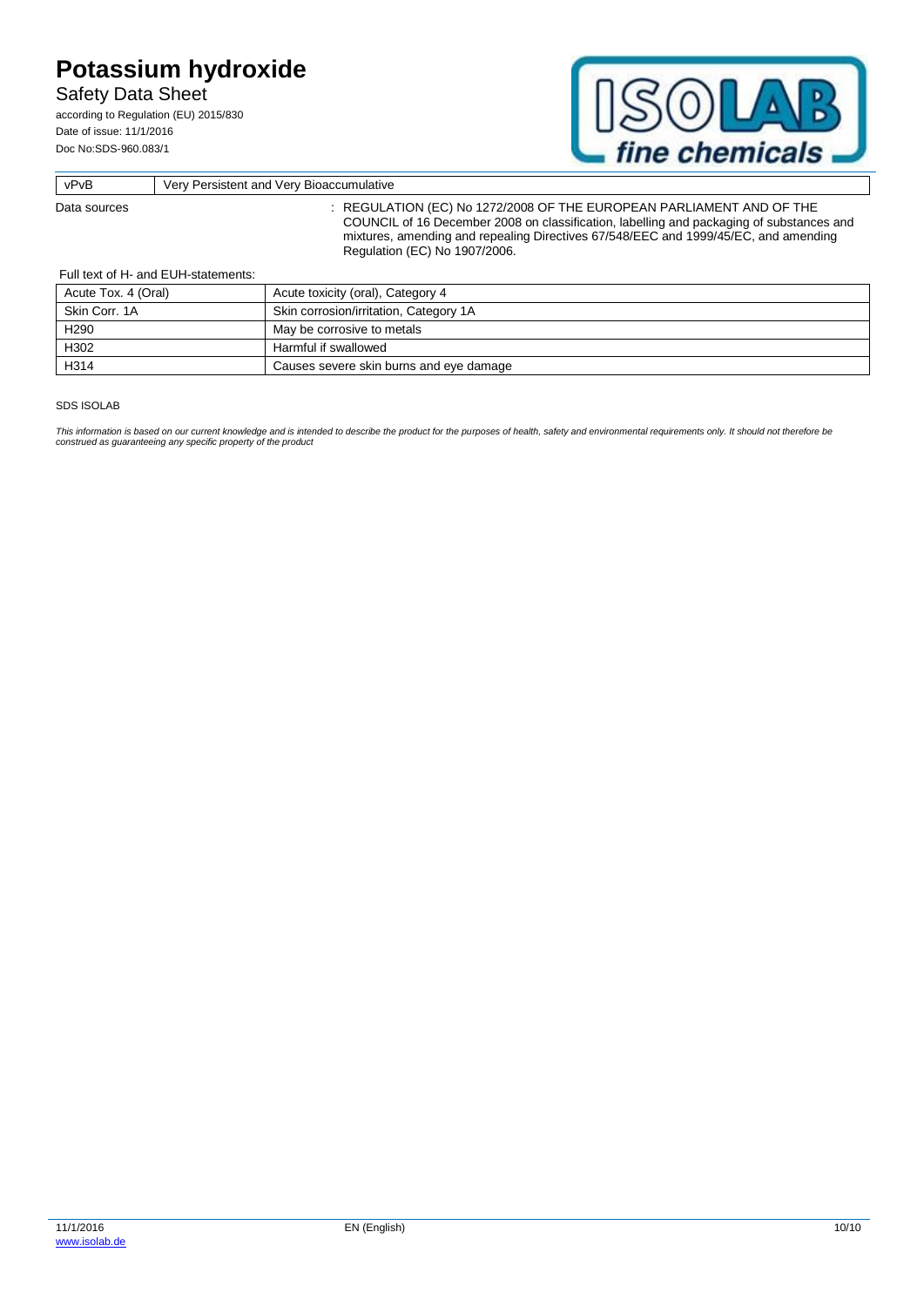| | |
|---|---|
| vPvB | Very Persistent and Very Bioaccumulative |

Data sources : REGULATION (EC) No 1272/2008 OF THE EUROPEAN PARLIAMENT AND OF THE COUNCIL of 16 December 2008 on classification, labelling and packaging of substances and mixtures, amending and repealing Directives 67/548/EEC and 1999/45/EC, and amending Regulation (EC) No 1907/2006.

Full text of H- and EUH-statements:

| | |
|---|---|
| Acute Tox. 4 (Oral) | Acute toxicity (oral), Category 4 |
| Skin Corr. 1A | Skin corrosion/irritation, Category 1A |
| H290 | May be corrosive to metals |
| H302 | Harmful if swallowed |
| H314 | Causes severe skin burns and eye damage |

SDS ISOLAB

*This information is based on our current knowledge and is intended to describe the product for the purposes of health, safety and environmental requirements only. It should not therefore be construed as guaranteeing any specific property of the product*